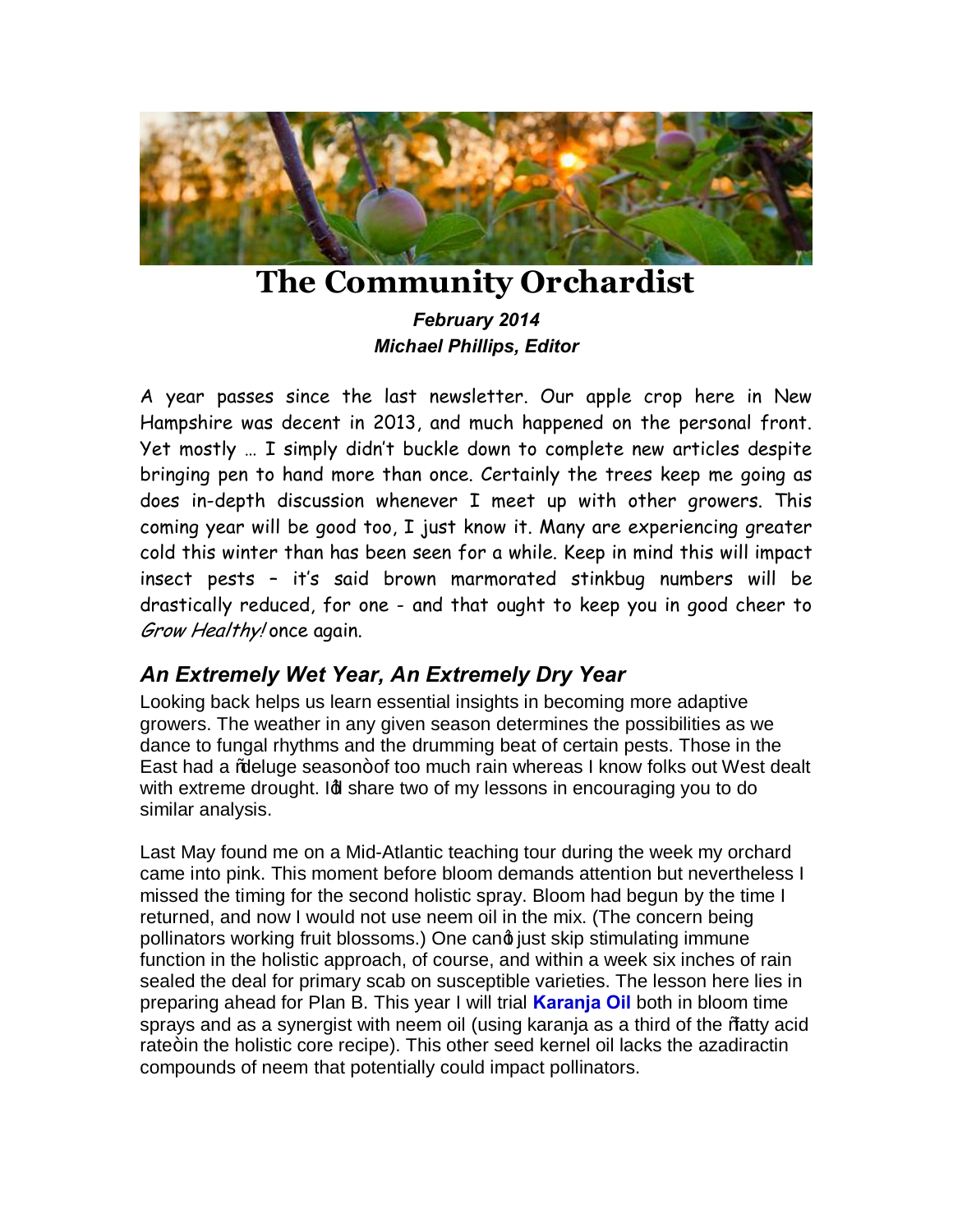# The Community Orchardist

***February 2014***
***Michael Phillips, Editor***

A year passes since the last newsletter. Our apple crop here in New Hampshire was decent in 2013, and much happened on the personal front. Yet mostly … I simply didn't buckle down to complete new articles despite bringing pen to hand more than once. Certainly the trees keep me going as does in-depth discussion whenever I meet up with other growers. This coming year will be good too, I just know it. Many are experiencing greater cold this winter than has been seen for a while. Keep in mind this will impact insect pests – it's said brown marmorated stinkbug numbers will be drastically reduced, for one - and that ought to keep you in good cheer to *Grow Healthy!* once again.

## *An Extremely Wet Year, An Extremely Dry Year*

Looking back helps us learn essential insights in becoming more adaptive growers. The weather in any given season determines the possibilities as we dance to fungal rhythms and the drumming beat of certain pests. Those in the East had a "deluge season" of too much rain whereas I know folks out West dealt with extreme drought. I'd share two of my lessons in encouraging you to do similar analysis.

Last May found me on a Mid-Atlantic teaching tour during the week my orchard came into pink. This moment before bloom demands attention but nevertheless I missed the timing for the second holistic spray. Bloom had begun by the time I returned, and now I would not use neem oil in the mix. (The concern being pollinators working fruit blossoms.) One can't just skip stimulating immune function in the holistic approach, of course, and within a week six inches of rain sealed the deal for primary scab on susceptible varieties. The lesson here lies in preparing ahead for Plan B. This year I will trial **Karanja Oil** both in bloom time sprays and as a synergist with neem oil (using karanja as a third of the "fatty acid rate" in the holistic core recipe). This other seed kernel oil lacks the azadiractin compounds of neem that potentially could impact pollinators.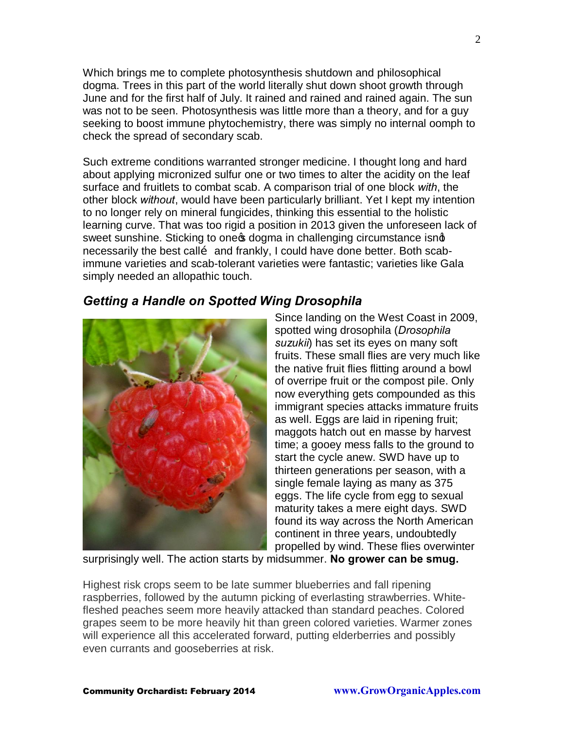Which brings me to complete photosynthesis shutdown and philosophical dogma. Trees in this part of the world literally shut down shoot growth through June and for the first half of July. It rained and rained and rained again. The sun was not to be seen. Photosynthesis was little more than a theory, and for a guy seeking to boost immune phytochemistry, there was simply no internal oomph to check the spread of secondary scab.

Such extreme conditions warranted stronger medicine. I thought long and hard about applying micronized sulfur one or two times to alter the acidity on the leaf surface and fruitlets to combat scab. A comparison trial of one block *with*, the other block *without*, would have been particularly brilliant. Yet I kept my intention to no longer rely on mineral fungicides, thinking this essential to the holistic learning curve. That was too rigid a position in 2013 given the unforeseen lack of sweet sunshine. Sticking to one's dogma in challenging circumstance isn't necessarily the best call… and frankly, I could have done better. Both scab-immune varieties and scab-tolerant varieties were fantastic; varieties like Gala simply needed an allopathic touch.

## *Getting a Handle on Spotted Wing Drosophila*

Since landing on the West Coast in 2009, spotted wing drosophila (*Drosophila suzukii*) has set its eyes on many soft fruits. These small flies are very much like the native fruit flies flitting around a bowl of overripe fruit or the compost pile. Only now everything gets compounded as this immigrant species attacks immature fruits as well. Eggs are laid in ripening fruit; maggots hatch out en masse by harvest time; a gooey mess falls to the ground to start the cycle anew. SWD have up to thirteen generations per season, with a single female laying as many as 375 eggs. The life cycle from egg to sexual maturity takes a mere eight days. SWD found its way across the North American continent in three years, undoubtedly propelled by wind. These flies overwinter surprisingly well. The action starts by midsummer. **No grower can be smug.**

Highest risk crops seem to be late summer blueberries and fall ripening raspberries, followed by the autumn picking of everlasting strawberries. White-fleshed peaches seem more heavily attacked than standard peaches. Colored grapes seem to be more heavily hit than green colored varieties. Warmer zones will experience all this accelerated forward, putting elderberries and possibly even currants and gooseberries at risk.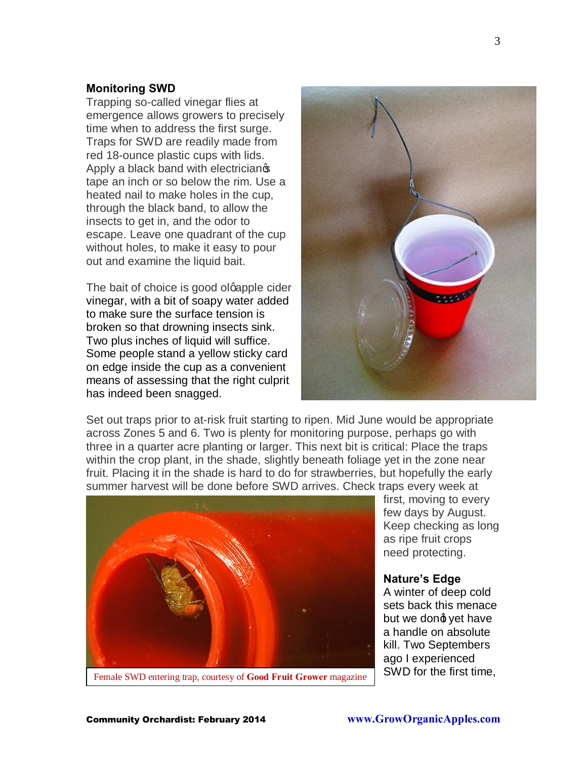## Monitoring SWD

Trapping so-called vinegar flies at emergence allows growers to precisely time when to address the first surge. Traps for SWD are readily made from red 18-ounce plastic cups with lids. Apply a black band with electrician's tape an inch or so below the rim. Use a heated nail to make holes in the cup, through the black band, to allow the insects to get in, and the odor to escape. Leave one quadrant of the cup without holes, to make it easy to pour out and examine the liquid bait.

The bait of choice is good ol' apple cider vinegar, with a bit of soapy water added to make sure the surface tension is broken so that drowning insects sink. Two plus inches of liquid will suffice. Some people stand a yellow sticky card on edge inside the cup as a convenient means of assessing that the right culprit has indeed been snagged.

Set out traps prior to at-risk fruit starting to ripen. Mid June would be appropriate across Zones 5 and 6. Two is plenty for monitoring purpose, perhaps go with three in a quarter acre planting or larger. This next bit is critical: Place the traps within the crop plant, in the shade, slightly beneath foliage yet in the zone near fruit. Placing it in the shade is hard to do for strawberries, but hopefully the early summer harvest will be done before SWD arrives. Check traps every week at first, moving to every few days by August. Keep checking as long as ripe fruit crops need protecting.

Female SWD entering trap, courtesy of **Good Fruit Grower** magazine

## Nature's Edge

A winter of deep cold sets back this menace but we don't yet have a handle on absolute kill. Two Septembers ago I experienced SWD for the first time,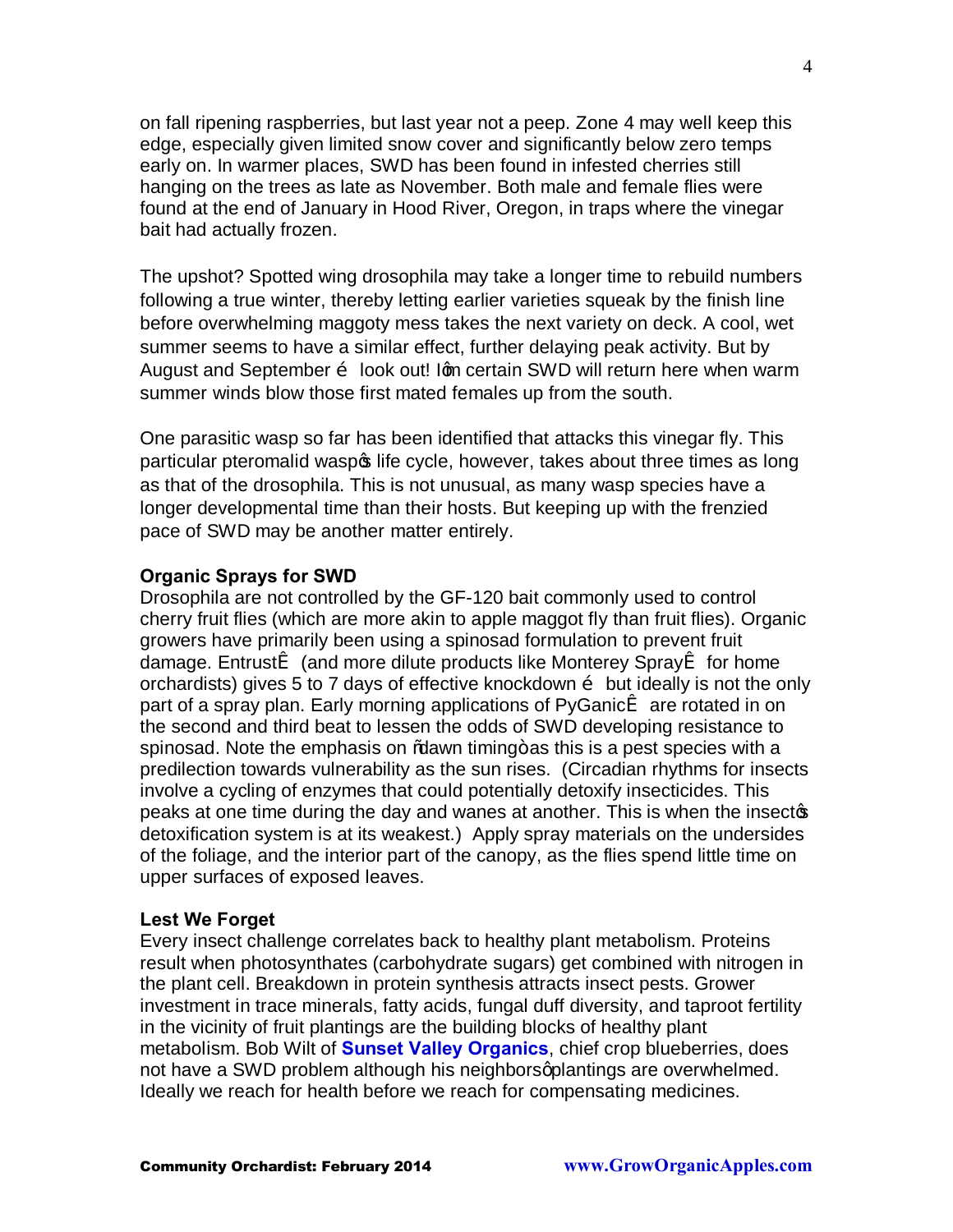on fall ripening raspberries, but last year not a peep. Zone 4 may well keep this edge, especially given limited snow cover and significantly below zero temps early on. In warmer places, SWD has been found in infested cherries still hanging on the trees as late as November. Both male and female flies were found at the end of January in Hood River, Oregon, in traps where the vinegar bait had actually frozen.

The upshot? Spotted wing drosophila may take a longer time to rebuild numbers following a true winter, thereby letting earlier varieties squeak by the finish line before overwhelming maggoty mess takes the next variety on deck. A cool, wet summer seems to have a similar effect, further delaying peak activity. But by August and September … look out! I'm certain SWD will return here when warm summer winds blow those first mated females up from the south.

One parasitic wasp so far has been identified that attacks this vinegar fly. This particular pteromalid wasp's life cycle, however, takes about three times as long as that of the drosophila. This is not unusual, as many wasp species have a longer developmental time than their hosts. But keeping up with the frenzied pace of SWD may be another matter entirely.

**Organic Sprays for SWD**

Drosophila are not controlled by the GF-120 bait commonly used to control cherry fruit flies (which are more akin to apple maggot fly than fruit flies). Organic growers have primarily been using a spinosad formulation to prevent fruit damage. Entrust® (and more dilute products like Monterey Spray® for home orchardists) gives 5 to 7 days of effective knockdown … but ideally is not the only part of a spray plan. Early morning applications of PyGanic® are rotated in on the second and third beat to lessen the odds of SWD developing resistance to spinosad. Note the emphasis on "dawn timing" as this is a pest species with a predilection towards vulnerability as the sun rises. (Circadian rhythms for insects involve a cycling of enzymes that could potentially detoxify insecticides. This peaks at one time during the day and wanes at another. This is when the insect's detoxification system is at its weakest.) Apply spray materials on the undersides of the foliage, and the interior part of the canopy, as the flies spend little time on upper surfaces of exposed leaves.

**Lest We Forget**

Every insect challenge correlates back to healthy plant metabolism. Proteins result when photosynthates (carbohydrate sugars) get combined with nitrogen in the plant cell. Breakdown in protein synthesis attracts insect pests. Grower investment in trace minerals, fatty acids, fungal duff diversity, and taproot fertility in the vicinity of fruit plantings are the building blocks of healthy plant metabolism. Bob Wilt of **Sunset Valley Organics**, chief crop blueberries, does not have a SWD problem although his neighbors' plantings are overwhelmed. Ideally we reach for health before we reach for compensating medicines.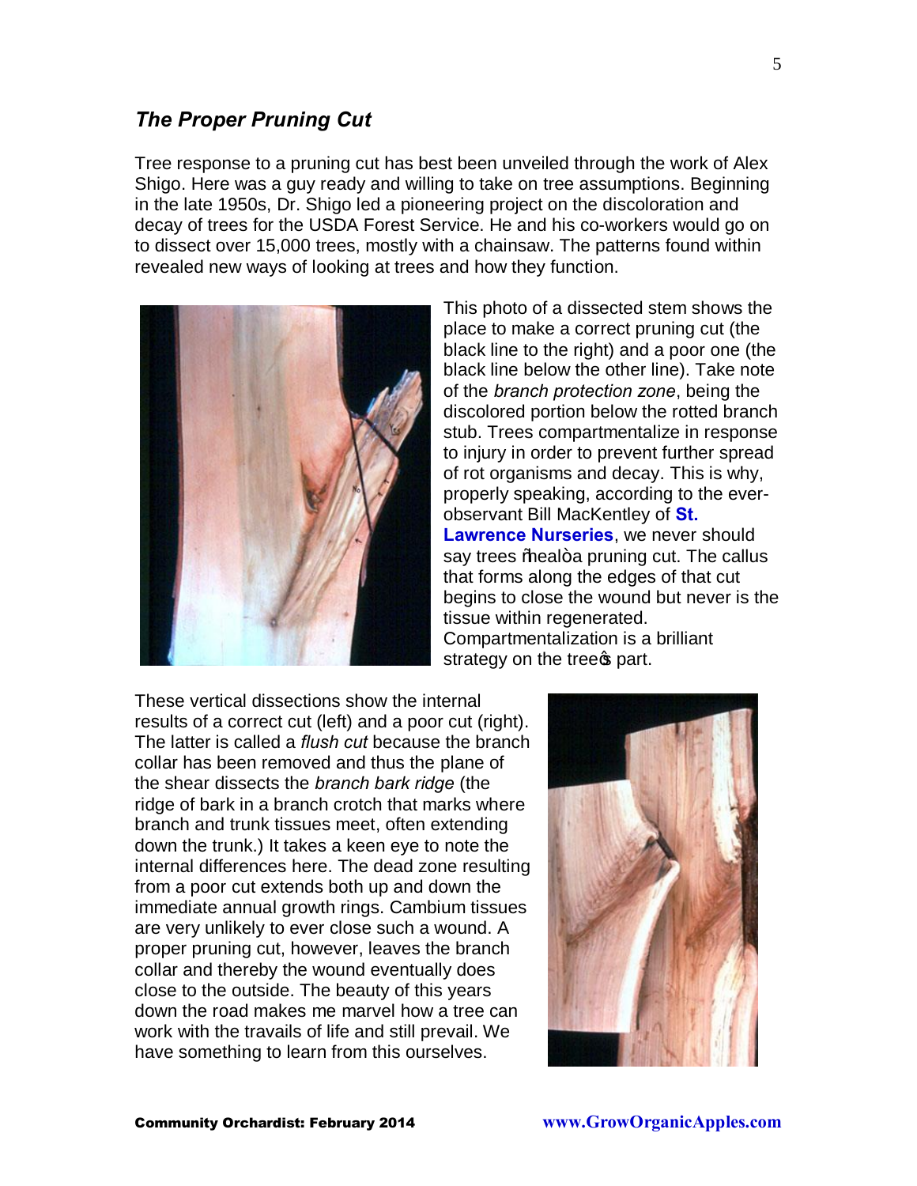## *The Proper Pruning Cut*

Tree response to a pruning cut has best been unveiled through the work of Alex Shigo. Here was a guy ready and willing to take on tree assumptions. Beginning in the late 1950s, Dr. Shigo led a pioneering project on the discoloration and decay of trees for the USDA Forest Service. He and his co-workers would go on to dissect over 15,000 trees, mostly with a chainsaw. The patterns found within revealed new ways of looking at trees and how they function.

This photo of a dissected stem shows the place to make a correct pruning cut (the black line to the right) and a poor one (the black line below the other line). Take note of the *branch protection zone*, being the discolored portion below the rotted branch stub. Trees compartmentalize in response to injury in order to prevent further spread of rot organisms and decay. This is why, properly speaking, according to the ever-observant Bill MacKentley of **St. Lawrence Nurseries**, we never should say trees "heal" a pruning cut. The callus that forms along the edges of that cut begins to close the wound but never is the tissue within regenerated. Compartmentalization is a brilliant strategy on the tree's part.

These vertical dissections show the internal results of a correct cut (left) and a poor cut (right). The latter is called a *flush cut* because the branch collar has been removed and thus the plane of the shear dissects the *branch bark ridge* (the ridge of bark in a branch crotch that marks where branch and trunk tissues meet, often extending down the trunk.) It takes a keen eye to note the internal differences here. The dead zone resulting from a poor cut extends both up and down the immediate annual growth rings. Cambium tissues are very unlikely to ever close such a wound. A proper pruning cut, however, leaves the branch collar and thereby the wound eventually does close to the outside. The beauty of this years down the road makes me marvel how a tree can work with the travails of life and still prevail. We have something to learn from this ourselves.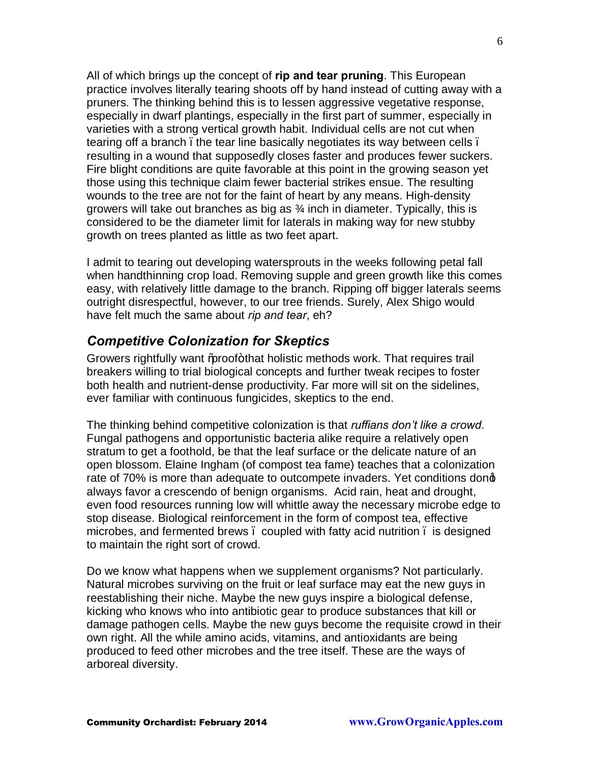All of which brings up the concept of **rip and tear pruning**. This European practice involves literally tearing shoots off by hand instead of cutting away with a pruners. The thinking behind this is to lessen aggressive vegetative response, especially in dwarf plantings, especially in the first part of summer, especially in varieties with a strong vertical growth habit. Individual cells are not cut when tearing off a branch – the tear line basically negotiates its way between cells – resulting in a wound that supposedly closes faster and produces fewer suckers. Fire blight conditions are quite favorable at this point in the growing season yet those using this technique claim fewer bacterial strikes ensue. The resulting wounds to the tree are not for the faint of heart by any means. High-density growers will take out branches as big as ¾ inch in diameter. Typically, this is considered to be the diameter limit for laterals in making way for new stubby growth on trees planted as little as two feet apart.

I admit to tearing out developing watersprouts in the weeks following petal fall when handthinning crop load. Removing supple and green growth like this comes easy, with relatively little damage to the branch. Ripping off bigger laterals seems outright disrespectful, however, to our tree friends. Surely, Alex Shigo would have felt much the same about *rip and tear*, eh?

## *Competitive Colonization for Skeptics*

Growers rightfully want "proof" that holistic methods work. That requires trail breakers willing to trial biological concepts and further tweak recipes to foster both health and nutrient-dense productivity. Far more will sit on the sidelines, ever familiar with continuous fungicides, skeptics to the end.

The thinking behind competitive colonization is that *ruffians don't like a crowd*. Fungal pathogens and opportunistic bacteria alike require a relatively open stratum to get a foothold, be that the leaf surface or the delicate nature of an open blossom. Elaine Ingham (of compost tea fame) teaches that a colonization rate of 70% is more than adequate to outcompete invaders. Yet conditions don't always favor a crescendo of benign organisms. Acid rain, heat and drought, even food resources running low will whittle away the necessary microbe edge to stop disease. Biological reinforcement in the form of compost tea, effective microbes, and fermented brews – coupled with fatty acid nutrition – is designed to maintain the right sort of crowd.

Do we know what happens when we supplement organisms? Not particularly. Natural microbes surviving on the fruit or leaf surface may eat the new guys in reestablishing their niche. Maybe the new guys inspire a biological defense, kicking who knows who into antibiotic gear to produce substances that kill or damage pathogen cells. Maybe the new guys become the requisite crowd in their own right. All the while amino acids, vitamins, and antioxidants are being produced to feed other microbes and the tree itself. These are the ways of arboreal diversity.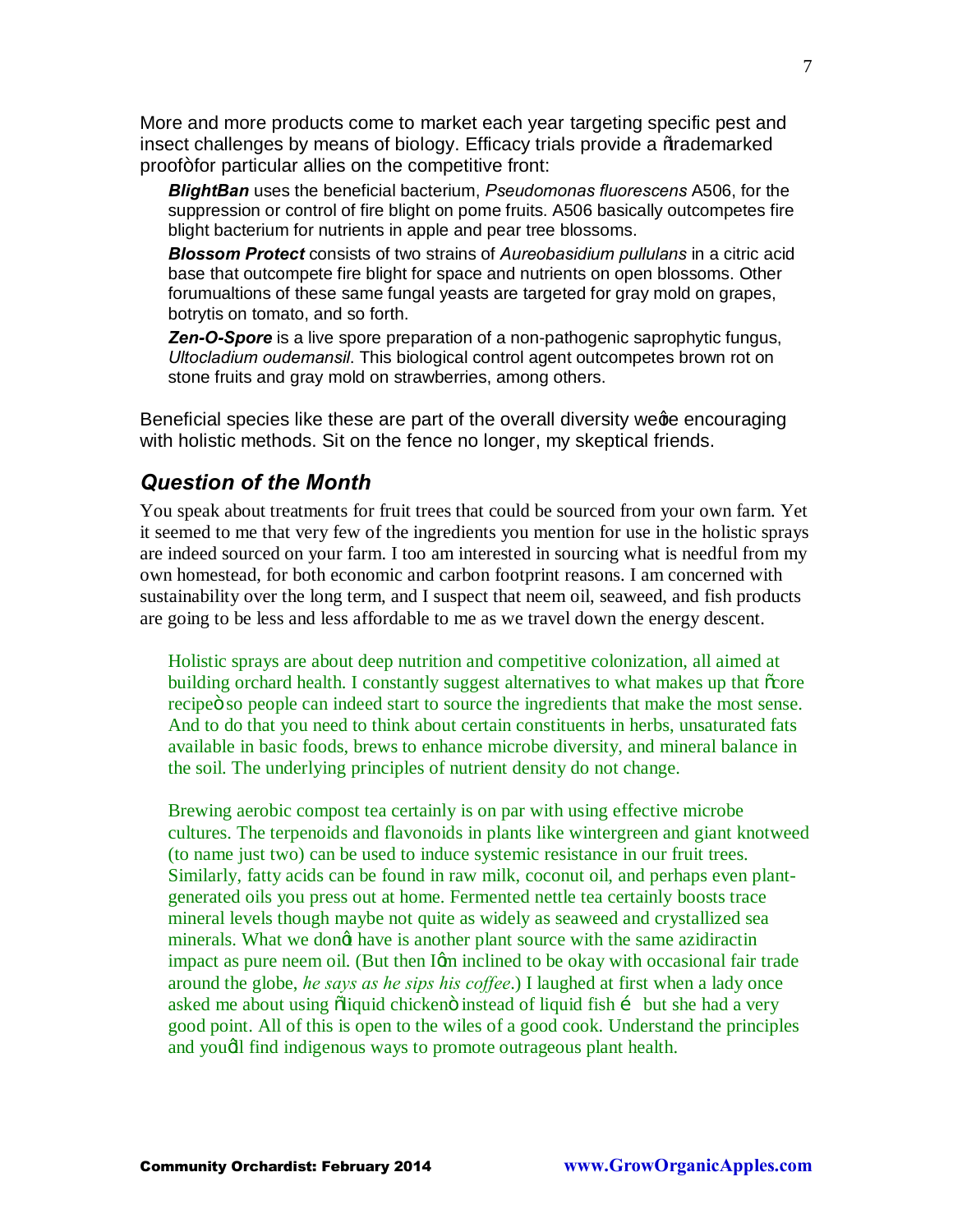More and more products come to market each year targeting specific pest and insect challenges by means of biology. Efficacy trials provide a "trademarked proof" for particular allies on the competitive front:

> ***BlightBan*** uses the beneficial bacterium, *Pseudomonas fluorescens* A506, for the suppression or control of fire blight on pome fruits. A506 basically outcompetes fire blight bacterium for nutrients in apple and pear tree blossoms.
>
> ***Blossom Protect*** consists of two strains of *Aureobasidium pullulans* in a citric acid base that outcompete fire blight for space and nutrients on open blossoms. Other forumualtions of these same fungal yeasts are targeted for gray mold on grapes, botrytis on tomato, and so forth.
>
> ***Zen-O-Spore*** is a live spore preparation of a non-pathogenic saprophytic fungus, *Ultocladium oudemansil*. This biological control agent outcompetes brown rot on stone fruits and gray mold on strawberries, among others.

Beneficial species like these are part of the overall diversity we're encouraging with holistic methods. Sit on the fence no longer, my skeptical friends.

## *Question of the Month*

You speak about treatments for fruit trees that could be sourced from your own farm. Yet it seemed to me that very few of the ingredients you mention for use in the holistic sprays are indeed sourced on your farm. I too am interested in sourcing what is needful from my own homestead, for both economic and carbon footprint reasons. I am concerned with sustainability over the long term, and I suspect that neem oil, seaweed, and fish products are going to be less and less affordable to me as we travel down the energy descent.

> Holistic sprays are about deep nutrition and competitive colonization, all aimed at building orchard health. I constantly suggest alternatives to what makes up that "core recipe" so people can indeed start to source the ingredients that make the most sense. And to do that you need to think about certain constituents in herbs, unsaturated fats available in basic foods, brews to enhance microbe diversity, and mineral balance in the soil. The underlying principles of nutrient density do not change.
>
> Brewing aerobic compost tea certainly is on par with using effective microbe cultures. The terpenoids and flavonoids in plants like wintergreen and giant knotweed (to name just two) can be used to induce systemic resistance in our fruit trees. Similarly, fatty acids can be found in raw milk, coconut oil, and perhaps even plant-generated oils you press out at home. Fermented nettle tea certainly boosts trace mineral levels though maybe not quite as widely as seaweed and crystallized sea minerals. What we don't have is another plant source with the same azidiractin impact as pure neem oil. (But then I'm inclined to be okay with occasional fair trade around the globe, *he says as he sips his coffee*.) I laughed at first when a lady once asked me about using "liquid chicken" instead of liquid fish … but she had a very good point. All of this is open to the wiles of a good cook. Understand the principles and you'll find indigenous ways to promote outrageous plant health.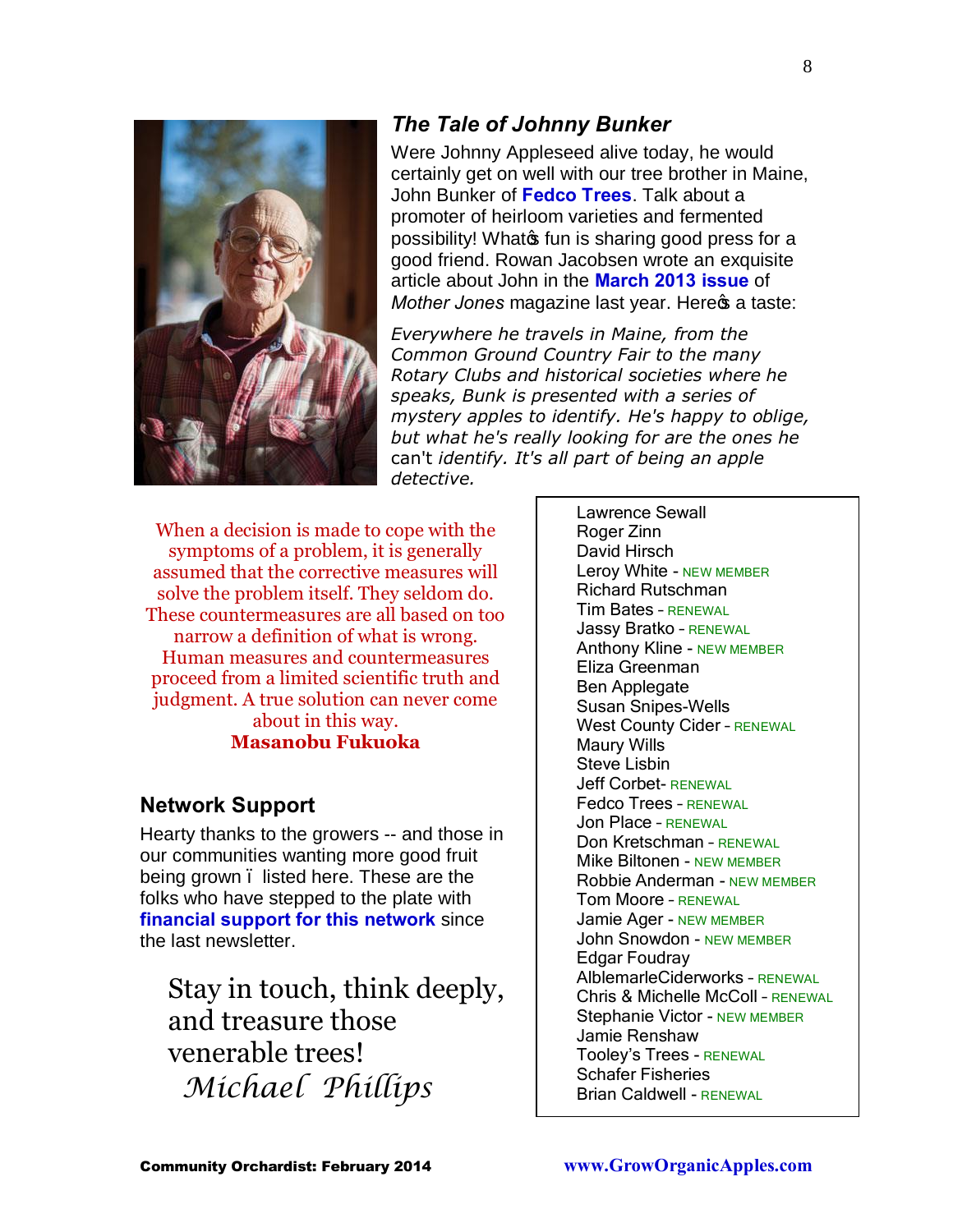### *The Tale of Johnny Bunker*

Were Johnny Appleseed alive today, he would certainly get on well with our tree brother in Maine, John Bunker of **Fedco Trees**. Talk about a promoter of heirloom varieties and fermented possibility! What's fun is sharing good press for a good friend. Rowan Jacobsen wrote an exquisite article about John in the **March 2013 issue** of *Mother Jones* magazine last year. Here's a taste:

*Everywhere he travels in Maine, from the Common Ground Country Fair to the many Rotary Clubs and historical societies where he speaks, Bunk is presented with a series of mystery apples to identify. He's happy to oblige, but what he's really looking for are the ones he* can't *identify. It's all part of being an apple detective.*

When a decision is made to cope with the symptoms of a problem, it is generally assumed that the corrective measures will solve the problem itself. They seldom do. These countermeasures are all based on too narrow a definition of what is wrong. Human measures and countermeasures proceed from a limited scientific truth and judgment. A true solution can never come about in this way.
**Masanobu Fukuoka**

### Network Support

Hearty thanks to the growers -- and those in our communities wanting more good fruit being grown – listed here. These are the folks who have stepped to the plate with **financial support for this network** since the last newsletter.

- Lawrence Sewall
- Roger Zinn
- David Hirsch
- Leroy White - NEW MEMBER
- Richard Rutschman
- Tim Bates - RENEWAL
- Jassy Bratko - RENEWAL
- Anthony Kline - NEW MEMBER
- Eliza Greenman
- Ben Applegate
- Susan Snipes-Wells
- West County Cider - RENEWAL
- Maury Wills
- Steve Lisbin
- Jeff Corbet- RENEWAL
- Fedco Trees - RENEWAL
- Jon Place - RENEWAL
- Don Kretschman - RENEWAL
- Mike Biltonen - NEW MEMBER
- Robbie Anderman - NEW MEMBER
- Tom Moore - RENEWAL
- Jamie Ager - NEW MEMBER
- John Snowdon - NEW MEMBER
- Edgar Foudray
- AlblemarleCiderworks - RENEWAL
- Chris & Michelle McColl - RENEWAL
- Stephanie Victor - NEW MEMBER
- Jamie Renshaw
- Tooley's Trees - RENEWAL
- Schafer Fisheries
- Brian Caldwell - RENEWAL

Stay in touch, think deeply, and treasure those venerable trees!
*Michael Phillips*